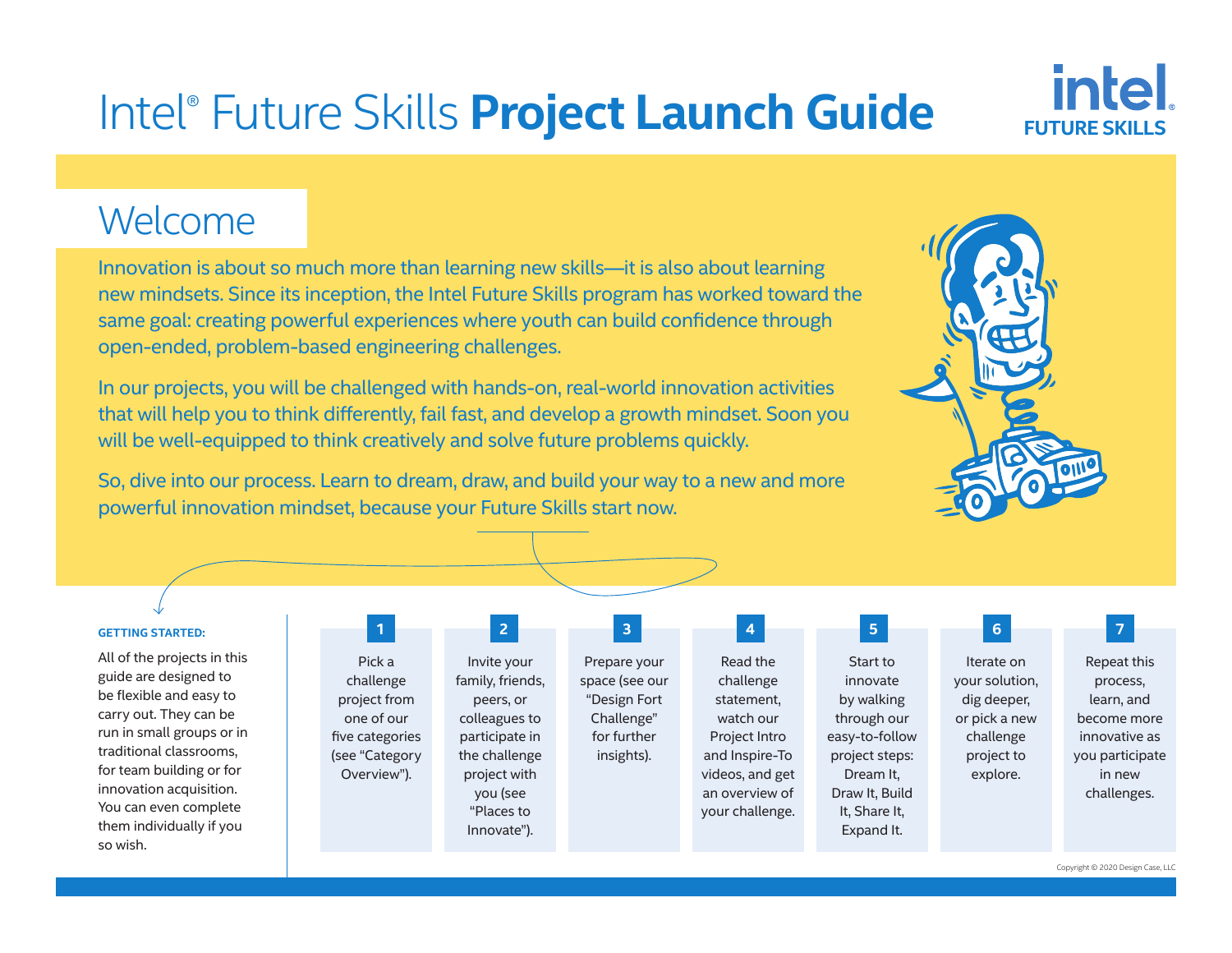# Intel® Future Skills **Project Launch Guide**

## Welcome

Innovation is about so much more than learning new skills—it is also about learning new mindsets. Since its inception, the Intel Future Skills program has worked toward the same goal: creating powerful experiences where youth can build confidence through open-ended, problem-based engineering challenges.

In our projects, you will be challenged with hands-on, real-world innovation activities that will help you to think differently, fail fast, and develop a growth mindset. Soon you will be well-equipped to think creatively and solve future problems quickly.

So, dive into our process. Learn to dream, draw, and build your way to a new and more powerful innovation mindset, because your Future Skills start now.

**GETTING STARTED:**

All of the projects in this guide are designed to be flexible and easy to carry out. They can be run in small groups or in traditional classrooms, for team building or for innovation acquisition. You can even complete them individually if you so wish.

1. Pick a challenge project from one of our five categories (see "Category Overview").
2. Invite your family, friends, peers, or colleagues to participate in the challenge project with you (see "Places to Innovate").
3. Prepare your space (see our "Design Fort Challenge" for further insights).
4. Read the challenge statement, watch our Project Intro and Inspire-To videos, and get an overview of your challenge.
5. Start to innovate by walking through our easy-to-follow project steps: Dream It, Draw It, Build It, Share It, Expand It.
6. Iterate on your solution, dig deeper, or pick a new challenge project to explore.
7. Repeat this process, learn, and become more innovative as you participate in new challenges.

Copyright © 2020 Design Case, LLC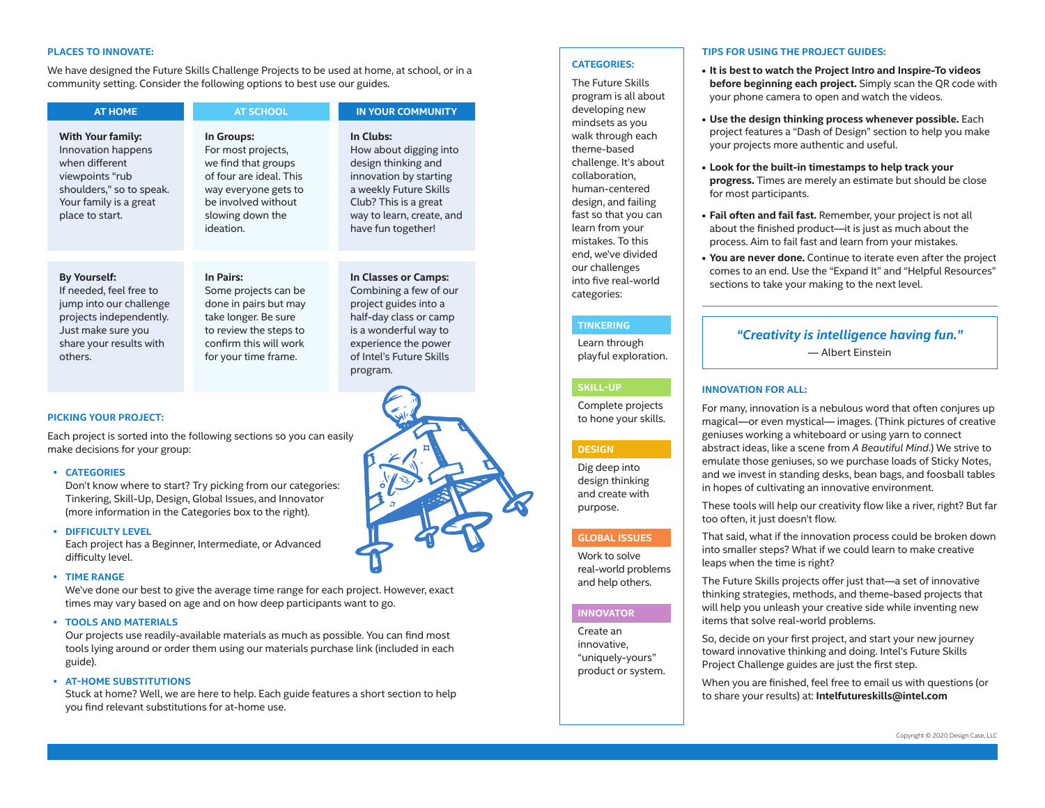## PLACES TO INNOVATE:

We have designed the Future Skills Challenge Projects to be used at home, at school, or in a community setting. Consider the following options to best use our guides.

| AT HOME | AT SCHOOL | IN YOUR COMMUNITY |
|---|---|---|
| **With Your family:** Innovation happens when different viewpoints "rub shoulders," so to speak. Your family is a great place to start. | **In Groups:** For most projects, we find that groups of four are ideal. This way everyone gets to be involved without slowing down the ideation. | **In Clubs:** How about digging into design thinking and innovation by starting a weekly Future Skills Club? This is a great way to learn, create, and have fun together! |
| **By Yourself:** If needed, feel free to jump into our challenge projects independently. Just make sure you share your results with others. | **In Pairs:** Some projects can be done in pairs but may take longer. Be sure to review the steps to confirm this will work for your time frame. | **In Classes or Camps:** Combining a few of our project guides into a half-day class or camp is a wonderful way to experience the power of Intel's Future Skills program. |

## PICKING YOUR PROJECT:

Each project is sorted into the following sections so you can easily make decisions for your group:

- **CATEGORIES**
  Don't know where to start? Try picking from our categories: Tinkering, Skill-Up, Design, Global Issues, and Innovator (more information in the Categories box to the right).
- **DIFFICULTY LEVEL**
  Each project has a Beginner, Intermediate, or Advanced difficulty level.
- **TIME RANGE**
  We've done our best to give the average time range for each project. However, exact times may vary based on age and on how deep participants want to go.
- **TOOLS AND MATERIALS**
  Our projects use readily-available materials as much as possible. You can find most tools lying around or order them using our materials purchase link (included in each guide).
- **AT-HOME SUBSTITUTIONS**
  Stuck at home? Well, we are here to help. Each guide features a short section to help you find relevant substitutions for at-home use.

## CATEGORIES:

The Future Skills program is all about developing new mindsets as you walk through each theme-based challenge. It's about collaboration, human-centered design, and failing fast so that you can learn from your mistakes. To this end, we've divided our challenges into five real-world categories:

**TINKERING**
Learn through playful exploration.

**SKILL-UP**
Complete projects to hone your skills.

**DESIGN**
Dig deep into design thinking and create with purpose.

**GLOBAL ISSUES**
Work to solve real-world problems and help others.

**INNOVATOR**
Create an innovative, "uniquely-yours" product or system.

## TIPS FOR USING THE PROJECT GUIDES:

- **It is best to watch the Project Intro and Inspire-To videos before beginning each project.** Simply scan the QR code with your phone camera to open and watch the videos.
- **Use the design thinking process whenever possible.** Each project features a "Dash of Design" section to help you make your projects more authentic and useful.
- **Look for the built-in timestamps to help track your progress.** Times are merely an estimate but should be close for most participants.
- **Fail often and fail fast.** Remember, your project is not all about the finished product—it is just as much about the process. Aim to fail fast and learn from your mistakes.
- **You are never done.** Continue to iterate even after the project comes to an end. Use the "Expand It" and "Helpful Resources" sections to take your making to the next level.

> ***"Creativity is intelligence having fun."***
> — Albert Einstein

## INNOVATION FOR ALL:

For many, innovation is a nebulous word that often conjures up magical—or even mystical— images. (Think pictures of creative geniuses working a whiteboard or using yarn to connect abstract ideas, like a scene from *A Beautiful Mind*.) We strive to emulate those geniuses, so we purchase loads of Sticky Notes, and we invest in standing desks, bean bags, and foosball tables in hopes of cultivating an innovative environment.

These tools will help our creativity flow like a river, right? But far too often, it just doesn't flow.

That said, what if the innovation process could be broken down into smaller steps? What if we could learn to make creative leaps when the time is right?

The Future Skills projects offer just that—a set of innovative thinking strategies, methods, and theme-based projects that will help you unleash your creative side while inventing new items that solve real-world problems.

So, decide on your first project, and start your new journey toward innovative thinking and doing. Intel's Future Skills Project Challenge guides are just the first step.

When you are finished, feel free to email us with questions (or to share your results) at: **Intelfutureskills@intel.com**

Copyright © 2020 Design Case, LLC